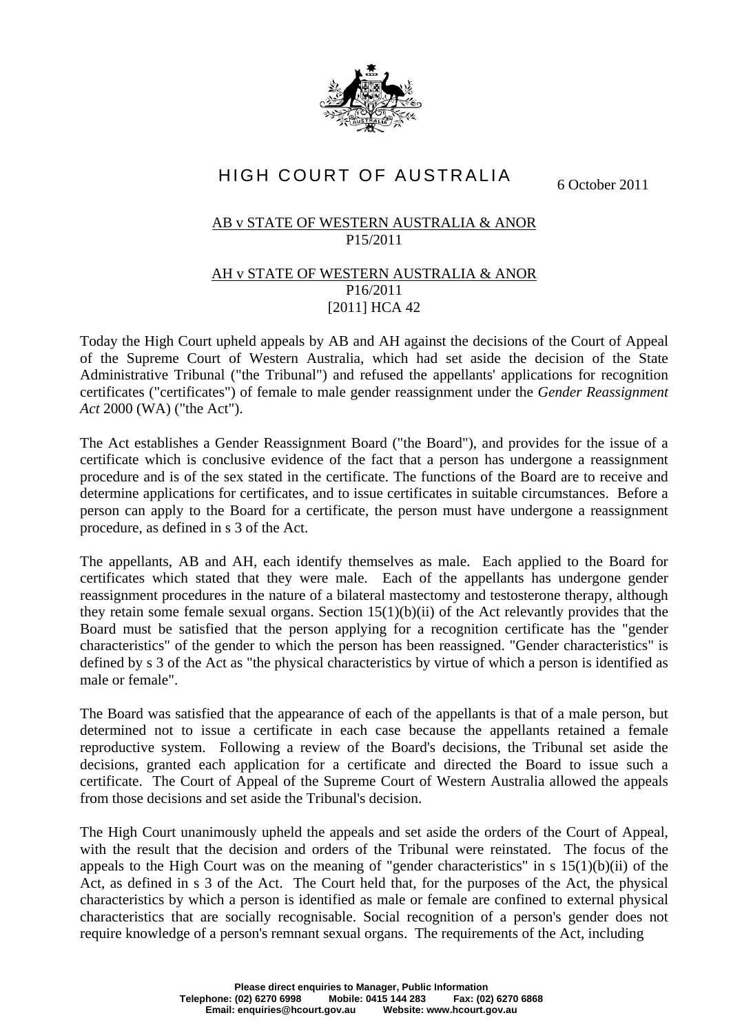# HIGH COURT OF AUSTRALIA

6 October 2011

AB v STATE OF WESTERN AUSTRALIA & ANOR
P15/2011

AH v STATE OF WESTERN AUSTRALIA & ANOR
P16/2011
[2011] HCA 42

Today the High Court upheld appeals by AB and AH against the decisions of the Court of Appeal of the Supreme Court of Western Australia, which had set aside the decision of the State Administrative Tribunal ("the Tribunal") and refused the appellants' applications for recognition certificates ("certificates") of female to male gender reassignment under the *Gender Reassignment Act* 2000 (WA) ("the Act").

The Act establishes a Gender Reassignment Board ("the Board"), and provides for the issue of a certificate which is conclusive evidence of the fact that a person has undergone a reassignment procedure and is of the sex stated in the certificate. The functions of the Board are to receive and determine applications for certificates, and to issue certificates in suitable circumstances. Before a person can apply to the Board for a certificate, the person must have undergone a reassignment procedure, as defined in s 3 of the Act.

The appellants, AB and AH, each identify themselves as male. Each applied to the Board for certificates which stated that they were male. Each of the appellants has undergone gender reassignment procedures in the nature of a bilateral mastectomy and testosterone therapy, although they retain some female sexual organs. Section 15(1)(b)(ii) of the Act relevantly provides that the Board must be satisfied that the person applying for a recognition certificate has the "gender characteristics" of the gender to which the person has been reassigned. "Gender characteristics" is defined by s 3 of the Act as "the physical characteristics by virtue of which a person is identified as male or female".

The Board was satisfied that the appearance of each of the appellants is that of a male person, but determined not to issue a certificate in each case because the appellants retained a female reproductive system. Following a review of the Board's decisions, the Tribunal set aside the decisions, granted each application for a certificate and directed the Board to issue such a certificate. The Court of Appeal of the Supreme Court of Western Australia allowed the appeals from those decisions and set aside the Tribunal's decision.

The High Court unanimously upheld the appeals and set aside the orders of the Court of Appeal, with the result that the decision and orders of the Tribunal were reinstated. The focus of the appeals to the High Court was on the meaning of "gender characteristics" in s 15(1)(b)(ii) of the Act, as defined in s 3 of the Act. The Court held that, for the purposes of the Act, the physical characteristics by which a person is identified as male or female are confined to external physical characteristics that are socially recognisable. Social recognition of a person's gender does not require knowledge of a person's remnant sexual organs. The requirements of the Act, including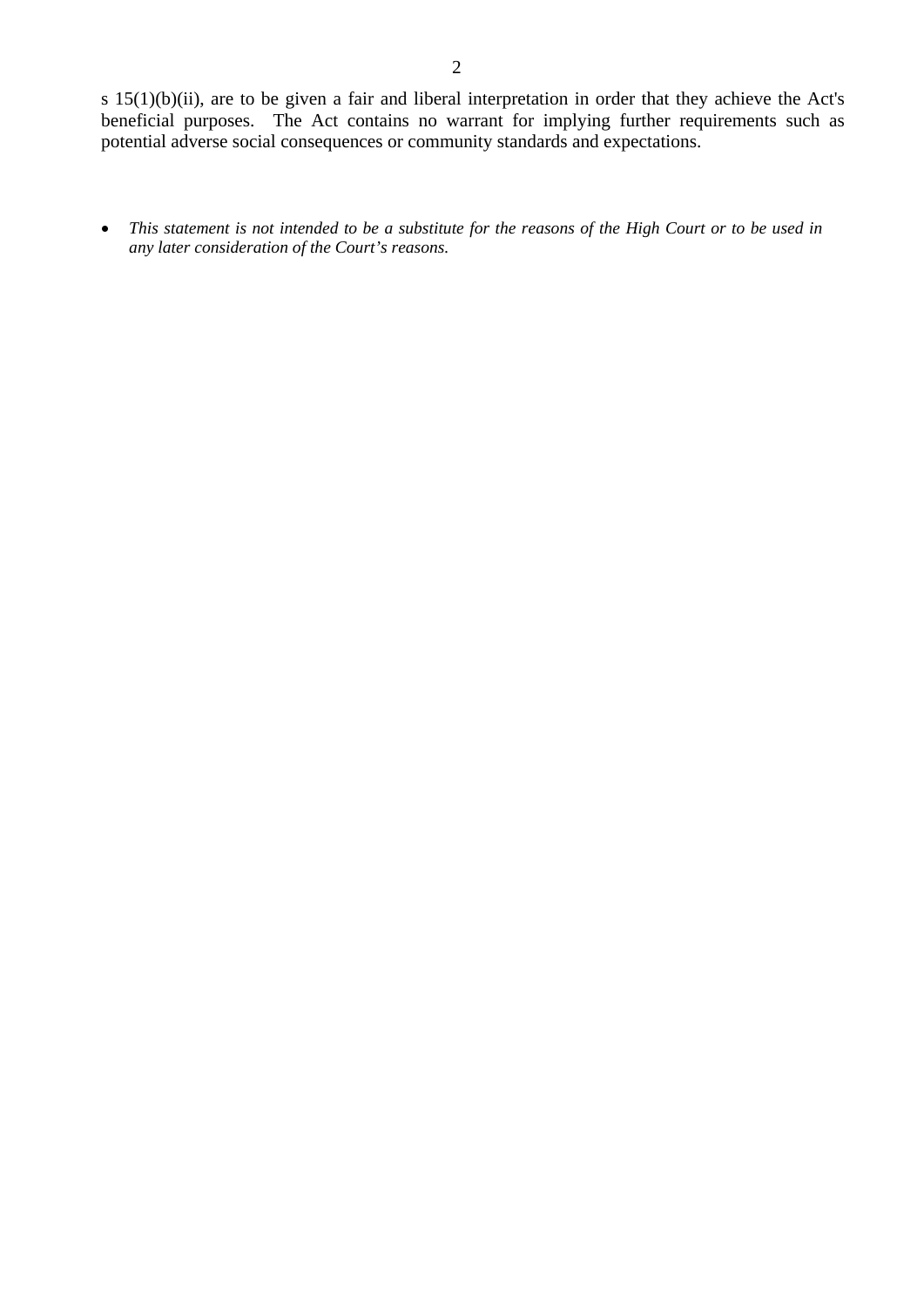s 15(1)(b)(ii), are to be given a fair and liberal interpretation in order that they achieve the Act's beneficial purposes. The Act contains no warrant for implying further requirements such as potential adverse social consequences or community standards and expectations.

- *This statement is not intended to be a substitute for the reasons of the High Court or to be used in any later consideration of the Court's reasons.*